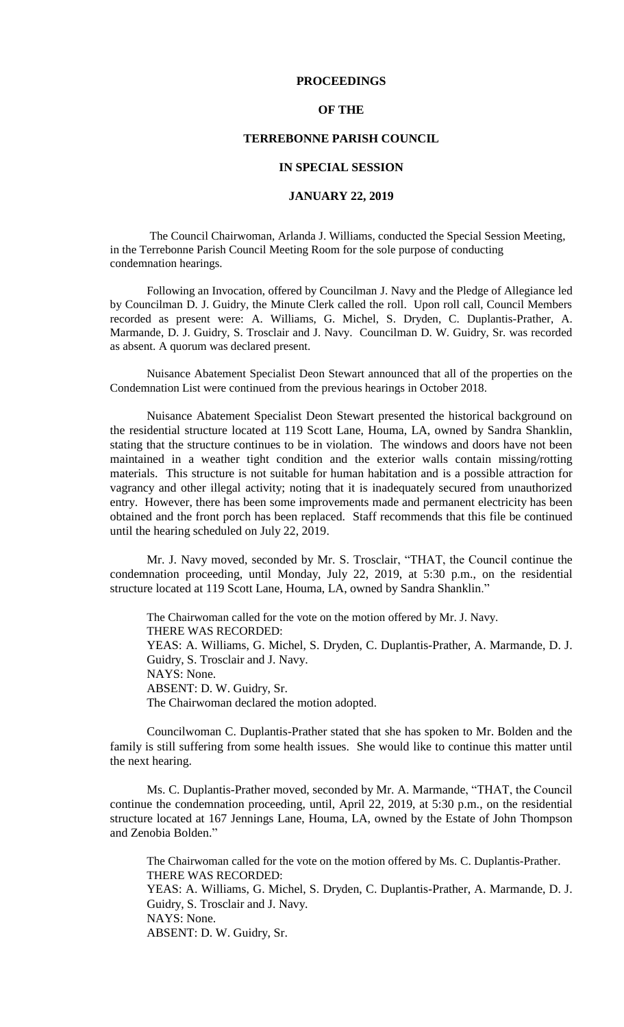# PROCEEDINGS

# OF THE

# TERREBONNE PARISH COUNCIL

# IN SPECIAL SESSION

# JANUARY 22, 2019

The Council Chairwoman, Arlanda J. Williams, conducted the Special Session Meeting, in the Terrebonne Parish Council Meeting Room for the sole purpose of conducting condemnation hearings.

Following an Invocation, offered by Councilman J. Navy and the Pledge of Allegiance led by Councilman D. J. Guidry, the Minute Clerk called the roll. Upon roll call, Council Members recorded as present were: A. Williams, G. Michel, S. Dryden, C. Duplantis-Prather, A. Marmande, D. J. Guidry, S. Trosclair and J. Navy. Councilman D. W. Guidry, Sr. was recorded as absent. A quorum was declared present.

Nuisance Abatement Specialist Deon Stewart announced that all of the properties on the Condemnation List were continued from the previous hearings in October 2018.

Nuisance Abatement Specialist Deon Stewart presented the historical background on the residential structure located at 119 Scott Lane, Houma, LA, owned by Sandra Shanklin, stating that the structure continues to be in violation. The windows and doors have not been maintained in a weather tight condition and the exterior walls contain missing/rotting materials. This structure is not suitable for human habitation and is a possible attraction for vagrancy and other illegal activity; noting that it is inadequately secured from unauthorized entry. However, there has been some improvements made and permanent electricity has been obtained and the front porch has been replaced. Staff recommends that this file be continued until the hearing scheduled on July 22, 2019.

Mr. J. Navy moved, seconded by Mr. S. Trosclair, "THAT, the Council continue the condemnation proceeding, until Monday, July 22, 2019, at 5:30 p.m., on the residential structure located at 119 Scott Lane, Houma, LA, owned by Sandra Shanklin."

The Chairwoman called for the vote on the motion offered by Mr. J. Navy.
THERE WAS RECORDED:
YEAS: A. Williams, G. Michel, S. Dryden, C. Duplantis-Prather, A. Marmande, D. J. Guidry, S. Trosclair and J. Navy.
NAYS: None.
ABSENT: D. W. Guidry, Sr.
The Chairwoman declared the motion adopted.

Councilwoman C. Duplantis-Prather stated that she has spoken to Mr. Bolden and the family is still suffering from some health issues. She would like to continue this matter until the next hearing.

Ms. C. Duplantis-Prather moved, seconded by Mr. A. Marmande, "THAT, the Council continue the condemnation proceeding, until, April 22, 2019, at 5:30 p.m., on the residential structure located at 167 Jennings Lane, Houma, LA, owned by the Estate of John Thompson and Zenobia Bolden."

The Chairwoman called for the vote on the motion offered by Ms. C. Duplantis-Prather.
THERE WAS RECORDED:
YEAS: A. Williams, G. Michel, S. Dryden, C. Duplantis-Prather, A. Marmande, D. J. Guidry, S. Trosclair and J. Navy.
NAYS: None.
ABSENT: D. W. Guidry, Sr.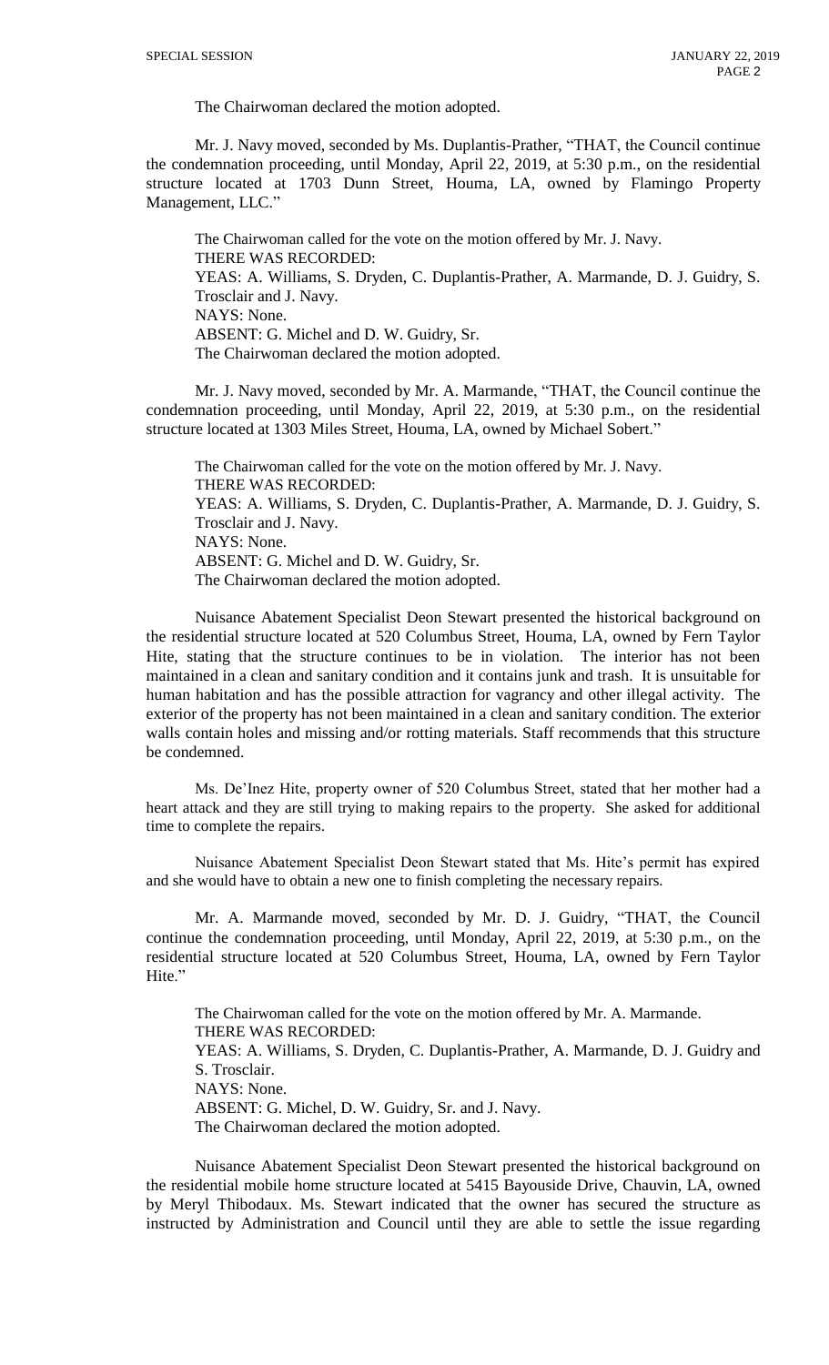The Chairwoman declared the motion adopted.

Mr. J. Navy moved, seconded by Ms. Duplantis-Prather, "THAT, the Council continue the condemnation proceeding, until Monday, April 22, 2019, at 5:30 p.m., on the residential structure located at 1703 Dunn Street, Houma, LA, owned by Flamingo Property Management, LLC."

The Chairwoman called for the vote on the motion offered by Mr. J. Navy.
THERE WAS RECORDED:
YEAS: A. Williams, S. Dryden, C. Duplantis-Prather, A. Marmande, D. J. Guidry, S. Trosclair and J. Navy.
NAYS: None.
ABSENT: G. Michel and D. W. Guidry, Sr.
The Chairwoman declared the motion adopted.

Mr. J Navy moved, seconded by Mr. A. Marmande, "THAT, the Council continue the condemnation proceeding, until Monday, April 22, 2019, at 5:30 p.m., on the residential structure located at 1303 Miles Street, Houma, LA, owned by Michael Sobert."

The Chairwoman called for the vote on the motion offered by Mr. J. Navy.
THERE WAS RECORDED:
YEAS: A. Williams, S. Dryden, C. Duplantis-Prather, A. Marmande, D. J. Guidry, S. Trosclair and J. Navy.
NAYS: None.
ABSENT: G. Michel and D. W. Guidry, Sr.
The Chairwoman declared the motion adopted.

Nuisance Abatement Specialist Deon Stewart presented the historical background on the residential structure located at 520 Columbus Street, Houma, LA, owned by Fern Taylor Hite, stating that the structure continues to be in violation. The interior has not been maintained in a clean and sanitary condition and it contains junk and trash. It is unsuitable for human habitation and has the possible attraction for vagrancy and other illegal activity. The exterior of the property has not been maintained in a clean and sanitary condition. The exterior walls contain holes and missing and/or rotting materials. Staff recommends that this structure be condemned.

Ms. De'Inez Hite, property owner of 520 Columbus Street, stated that her mother had a heart attack and they are still trying to making repairs to the property. She asked for additional time to complete the repairs.

Nuisance Abatement Specialist Deon Stewart stated that Ms. Hite's permit has expired and she would have to obtain a new one to finish completing the necessary repairs.

Mr. A. Marmande moved, seconded by Mr. D. J. Guidry, "THAT, the Council continue the condemnation proceeding, until Monday, April 22, 2019, at 5:30 p.m., on the residential structure located at 520 Columbus Street, Houma, LA, owned by Fern Taylor Hite."

The Chairwoman called for the vote on the motion offered by Mr. A. Marmande.
THERE WAS RECORDED:
YEAS: A. Williams, S. Dryden, C. Duplantis-Prather, A. Marmande, D. J. Guidry and S. Trosclair.
NAYS: None.
ABSENT: G. Michel, D. W. Guidry, Sr. and J. Navy.
The Chairwoman declared the motion adopted.

Nuisance Abatement Specialist Deon Stewart presented the historical background on the residential mobile home structure located at 5415 Bayouside Drive, Chauvin, LA, owned by Meryl Thibodaux. Ms. Stewart indicated that the owner has secured the structure as instructed by Administration and Council until they are able to settle the issue regarding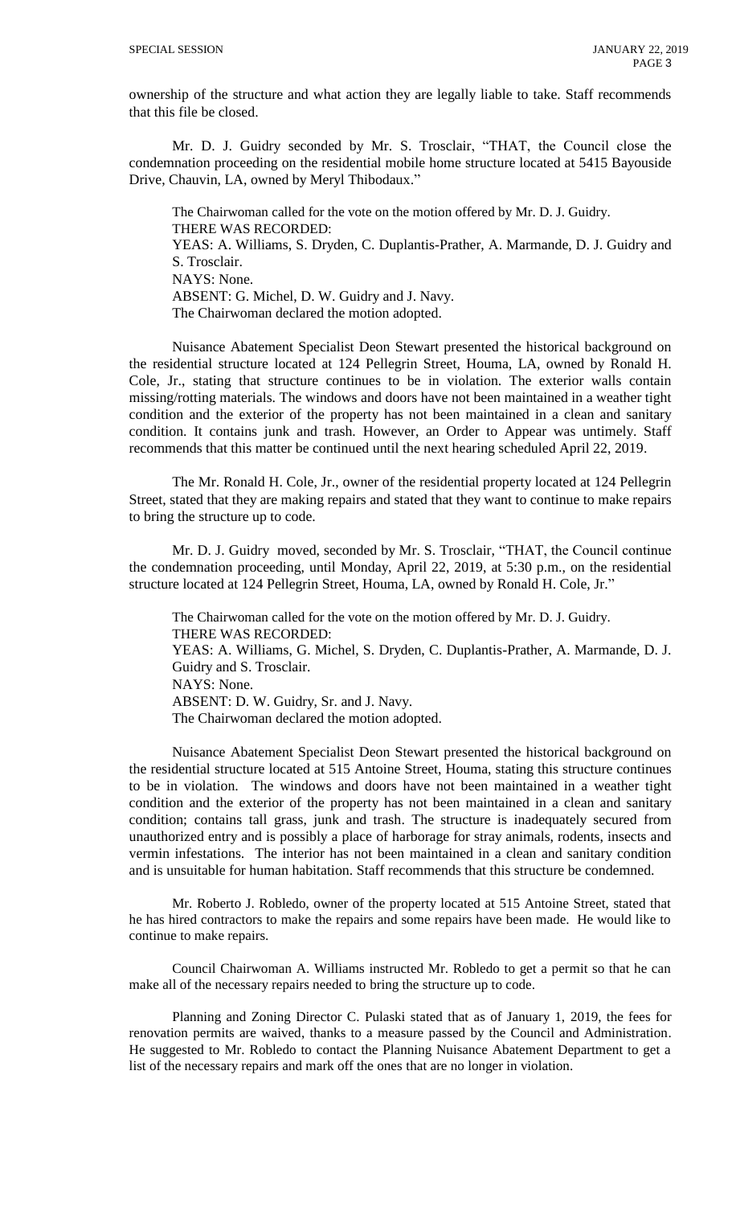ownership of the structure and what action they are legally liable to take. Staff recommends that this file be closed.

Mr. D. J. Guidry seconded by Mr. S. Trosclair, "THAT, the Council close the condemnation proceeding on the residential mobile home structure located at 5415 Bayouside Drive, Chauvin, LA, owned by Meryl Thibodaux."

The Chairwoman called for the vote on the motion offered by Mr. D. J. Guidry.
THERE WAS RECORDED:
YEAS: A. Williams, S. Dryden, C. Duplantis-Prather, A. Marmande, D. J. Guidry and S. Trosclair.
NAYS: None.
ABSENT: G. Michel, D. W. Guidry and J. Navy.
The Chairwoman declared the motion adopted.

Nuisance Abatement Specialist Deon Stewart presented the historical background on the residential structure located at 124 Pellegrin Street, Houma, LA, owned by Ronald H. Cole, Jr., stating that structure continues to be in violation. The exterior walls contain missing/rotting materials. The windows and doors have not been maintained in a weather tight condition and the exterior of the property has not been maintained in a clean and sanitary condition. It contains junk and trash. However, an Order to Appear was untimely. Staff recommends that this matter be continued until the next hearing scheduled April 22, 2019.

The Mr. Ronald H. Cole, Jr., owner of the residential property located at 124 Pellegrin Street, stated that they are making repairs and stated that they want to continue to make repairs to bring the structure up to code.

Mr. D. J. Guidry moved, seconded by Mr. S. Trosclair, "THAT, the Council continue the condemnation proceeding, until Monday, April 22, 2019, at 5:30 p.m., on the residential structure located at 124 Pellegrin Street, Houma, LA, owned by Ronald H. Cole, Jr."

The Chairwoman called for the vote on the motion offered by Mr. D. J. Guidry.
THERE WAS RECORDED:
YEAS: A. Williams, G. Michel, S. Dryden, C. Duplantis-Prather, A. Marmande, D. J. Guidry and S. Trosclair.
NAYS: None.
ABSENT: D. W. Guidry, Sr. and J. Navy.
The Chairwoman declared the motion adopted.

Nuisance Abatement Specialist Deon Stewart presented the historical background on the residential structure located at 515 Antoine Street, Houma, stating this structure continues to be in violation. The windows and doors have not been maintained in a weather tight condition and the exterior of the property has not been maintained in a clean and sanitary condition; contains tall grass, junk and trash. The structure is inadequately secured from unauthorized entry and is possibly a place of harborage for stray animals, rodents, insects and vermin infestations. The interior has not been maintained in a clean and sanitary condition and is unsuitable for human habitation. Staff recommends that this structure be condemned.

Mr. Roberto J. Robledo, owner of the property located at 515 Antoine Street, stated that he has hired contractors to make the repairs and some repairs have been made. He would like to continue to make repairs.

Council Chairwoman A. Williams instructed Mr. Robledo to get a permit so that he can make all of the necessary repairs needed to bring the structure up to code.

Planning and Zoning Director C. Pulaski stated that as of January 1, 2019, the fees for renovation permits are waived, thanks to a measure passed by the Council and Administration. He suggested to Mr. Robledo to contact the Planning Nuisance Abatement Department to get a list of the necessary repairs and mark off the ones that are no longer in violation.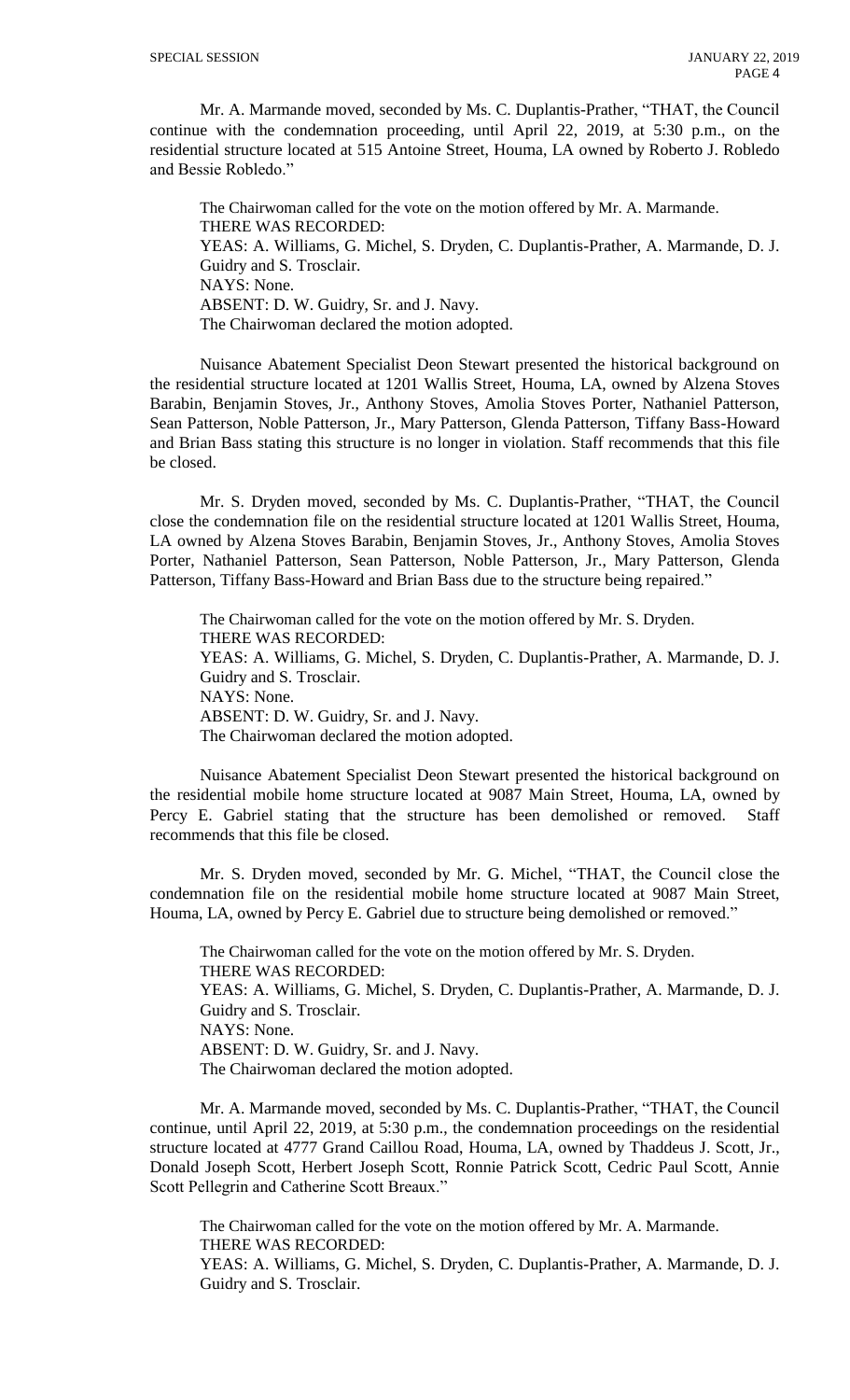Mr. A. Marmande moved, seconded by Ms. C. Duplantis-Prather, "THAT, the Council continue with the condemnation proceeding, until April 22, 2019, at 5:30 p.m., on the residential structure located at 515 Antoine Street, Houma, LA owned by Roberto J. Robledo and Bessie Robledo."

The Chairwoman called for the vote on the motion offered by Mr. A. Marmande.
THERE WAS RECORDED:
YEAS: A. Williams, G. Michel, S. Dryden, C. Duplantis-Prather, A. Marmande, D. J. Guidry and S. Trosclair.
NAYS: None.
ABSENT: D. W. Guidry, Sr. and J. Navy.
The Chairwoman declared the motion adopted.

Nuisance Abatement Specialist Deon Stewart presented the historical background on the residential structure located at 1201 Wallis Street, Houma, LA, owned by Alzena Stoves Barabin, Benjamin Stoves, Jr., Anthony Stoves, Amolia Stoves Porter, Nathaniel Patterson, Sean Patterson, Noble Patterson, Jr., Mary Patterson, Glenda Patterson, Tiffany Bass-Howard and Brian Bass stating this structure is no longer in violation. Staff recommends that this file be closed.

Mr. S. Dryden moved, seconded by Ms. C. Duplantis-Prather, "THAT, the Council close the condemnation file on the residential structure located at 1201 Wallis Street, Houma, LA owned by Alzena Stoves Barabin, Benjamin Stoves, Jr., Anthony Stoves, Amolia Stoves Porter, Nathaniel Patterson, Sean Patterson, Noble Patterson, Jr., Mary Patterson, Glenda Patterson, Tiffany Bass-Howard and Brian Bass due to the structure being repaired."

The Chairwoman called for the vote on the motion offered by Mr. S. Dryden.
THERE WAS RECORDED:
YEAS: A. Williams, G. Michel, S. Dryden, C. Duplantis-Prather, A. Marmande, D. J. Guidry and S. Trosclair.
NAYS: None.
ABSENT: D. W. Guidry, Sr. and J. Navy.
The Chairwoman declared the motion adopted.

Nuisance Abatement Specialist Deon Stewart presented the historical background on the residential mobile home structure located at 9087 Main Street, Houma, LA, owned by Percy E. Gabriel stating that the structure has been demolished or removed. Staff recommends that this file be closed.

Mr. S. Dryden moved, seconded by Mr. G. Michel, "THAT, the Council close the condemnation file on the residential mobile home structure located at 9087 Main Street, Houma, LA, owned by Percy E. Gabriel due to structure being demolished or removed."

The Chairwoman called for the vote on the motion offered by Mr. S. Dryden.
THERE WAS RECORDED:
YEAS: A. Williams, G. Michel, S. Dryden, C. Duplantis-Prather, A. Marmande, D. J. Guidry and S. Trosclair.
NAYS: None.
ABSENT: D. W. Guidry, Sr. and J. Navy.
The Chairwoman declared the motion adopted.

Mr. A. Marmande moved, seconded by Ms. C. Duplantis-Prather, "THAT, the Council continue, until April 22, 2019, at 5:30 p.m., the condemnation proceedings on the residential structure located at 4777 Grand Caillou Road, Houma, LA, owned by Thaddeus J. Scott, Jr., Donald Joseph Scott, Herbert Joseph Scott, Ronnie Patrick Scott, Cedric Paul Scott, Annie Scott Pellegrin and Catherine Scott Breaux."

The Chairwoman called for the vote on the motion offered by Mr. A. Marmande.
THERE WAS RECORDED:
YEAS: A. Williams, G. Michel, S. Dryden, C. Duplantis-Prather, A. Marmande, D. J. Guidry and S. Trosclair.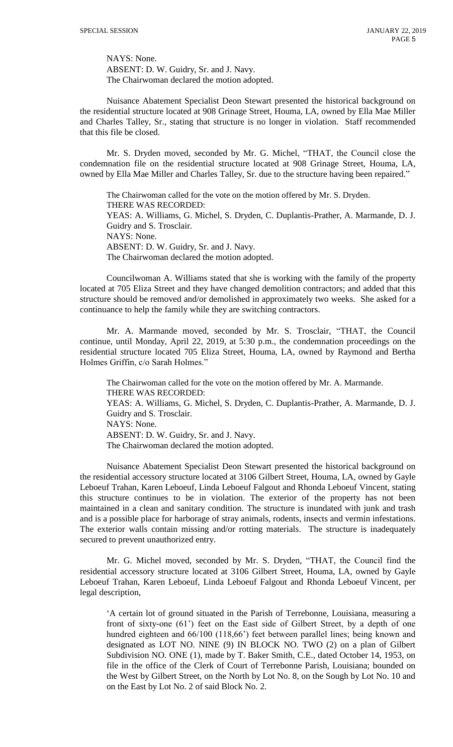NAYS: None.
ABSENT: D. W. Guidry, Sr. and J. Navy.
The Chairwoman declared the motion adopted.

Nuisance Abatement Specialist Deon Stewart presented the historical background on the residential structure located at 908 Grinage Street, Houma, LA, owned by Ella Mae Miller and Charles Talley, Sr., stating that structure is no longer in violation. Staff recommended that this file be closed.

Mr. S. Dryden moved, seconded by Mr. G. Michel, "THAT, the Council close the condemnation file on the residential structure located at 908 Grinage Street, Houma, LA, owned by Ella Mae Miller and Charles Talley, Sr. due to the structure having been repaired."

The Chairwoman called for the vote on the motion offered by Mr. S. Dryden.
THERE WAS RECORDED:
YEAS: A. Williams, G. Michel, S. Dryden, C. Duplantis-Prather, A. Marmande, D. J. Guidry and S. Trosclair.
NAYS: None.
ABSENT: D. W. Guidry, Sr. and J. Navy.
The Chairwoman declared the motion adopted.

Councilwoman A. Williams stated that she is working with the family of the property located at 705 Eliza Street and they have changed demolition contractors; and added that this structure should be removed and/or demolished in approximately two weeks. She asked for a continuance to help the family while they are switching contractors.

Mr. A. Marmande moved, seconded by Mr. S. Trosclair, "THAT, the Council continue, until Monday, April 22, 2019, at 5:30 p.m., the condemnation proceedings on the residential structure located 705 Eliza Street, Houma, LA, owned by Raymond and Bertha Holmes Griffin, c/o Sarah Holmes."

The Chairwoman called for the vote on the motion offered by Mr. A. Marmande.
THERE WAS RECORDED:
YEAS: A. Williams, G. Michel, S. Dryden, C. Duplantis-Prather, A. Marmande, D. J. Guidry and S. Trosclair.
NAYS: None.
ABSENT: D. W. Guidry, Sr. and J. Navy.
The Chairwoman declared the motion adopted.

Nuisance Abatement Specialist Deon Stewart presented the historical background on the residential accessory structure located at 3106 Gilbert Street, Houma, LA, owned by Gayle Leboeuf Trahan, Karen Leboeuf, Linda Leboeuf Falgout and Rhonda Leboeuf Vincent, stating this structure continues to be in violation. The exterior of the property has not been maintained in a clean and sanitary condition. The structure is inundated with junk and trash and is a possible place for harborage of stray animals, rodents, insects and vermin infestations. The exterior walls contain missing and/or rotting materials. The structure is inadequately secured to prevent unauthorized entry.

Mr. G. Michel moved, seconded by Mr. S. Dryden, "THAT, the Council find the residential accessory structure located at 3106 Gilbert Street, Houma, LA, owned by Gayle Leboeuf Trahan, Karen Leboeuf, Linda Leboeuf Falgout and Rhonda Leboeuf Vincent, per legal description,

'A certain lot of ground situated in the Parish of Terrebonne, Louisiana, measuring a front of sixty-one (61') feet on the East side of Gilbert Street, by a depth of one hundred eighteen and 66/100 (118,66') feet between parallel lines; being known and designated as LOT NO. NINE (9) IN BLOCK NO. TWO (2) on a plan of Gilbert Subdivision NO. ONE (1), made by T. Baker Smith, C.E., dated October 14, 1953, on file in the office of the Clerk of Court of Terrebonne Parish, Louisiana; bounded on the West by Gilbert Street, on the North by Lot No. 8, on the Sough by Lot No. 10 and on the East by Lot No. 2 of said Block No. 2.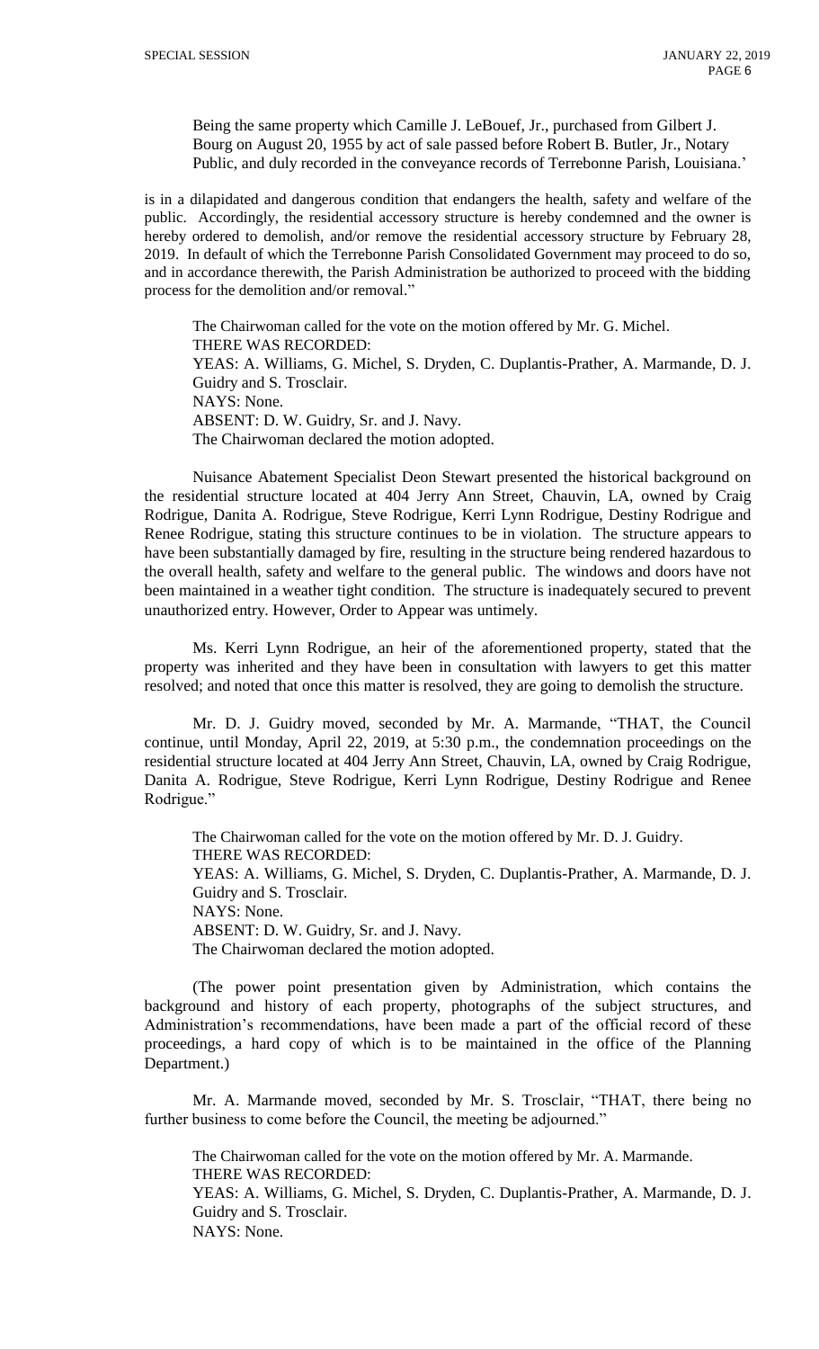Being the same property which Camille J. LeBouef, Jr., purchased from Gilbert J. Bourg on August 20, 1955 by act of sale passed before Robert B. Butler, Jr., Notary Public, and duly recorded in the conveyance records of Terrebonne Parish, Louisiana.'

is in a dilapidated and dangerous condition that endangers the health, safety and welfare of the public. Accordingly, the residential accessory structure is hereby condemned and the owner is hereby ordered to demolish, and/or remove the residential accessory structure by February 28, 2019. In default of which the Terrebonne Parish Consolidated Government may proceed to do so, and in accordance therewith, the Parish Administration be authorized to proceed with the bidding process for the demolition and/or removal."

The Chairwoman called for the vote on the motion offered by Mr. G. Michel.
THERE WAS RECORDED:
YEAS: A. Williams, G. Michel, S. Dryden, C. Duplantis-Prather, A. Marmande, D. J. Guidry and S. Trosclair.
NAYS: None.
ABSENT: D. W. Guidry, Sr. and J. Navy.
The Chairwoman declared the motion adopted.

Nuisance Abatement Specialist Deon Stewart presented the historical background on the residential structure located at 404 Jerry Ann Street, Chauvin, LA, owned by Craig Rodrigue, Danita A. Rodrigue, Steve Rodrigue, Kerri Lynn Rodrigue, Destiny Rodrigue and Renee Rodrigue, stating this structure continues to be in violation. The structure appears to have been substantially damaged by fire, resulting in the structure being rendered hazardous to the overall health, safety and welfare to the general public. The windows and doors have not been maintained in a weather tight condition. The structure is inadequately secured to prevent unauthorized entry. However, Order to Appear was untimely.

Ms. Kerri Lynn Rodrigue, an heir of the aforementioned property, stated that the property was inherited and they have been in consultation with lawyers to get this matter resolved; and noted that once this matter is resolved, they are going to demolish the structure.

Mr. D. J. Guidry moved, seconded by Mr. A. Marmande, "THAT, the Council continue, until Monday, April 22, 2019, at 5:30 p.m., the condemnation proceedings on the residential structure located at 404 Jerry Ann Street, Chauvin, LA, owned by Craig Rodrigue, Danita A. Rodrigue, Steve Rodrigue, Kerri Lynn Rodrigue, Destiny Rodrigue and Renee Rodrigue."

The Chairwoman called for the vote on the motion offered by Mr. D. J. Guidry.
THERE WAS RECORDED:
YEAS: A. Williams, G. Michel, S. Dryden, C. Duplantis-Prather, A. Marmande, D. J. Guidry and S. Trosclair.
NAYS: None.
ABSENT: D. W. Guidry, Sr. and J. Navy.
The Chairwoman declared the motion adopted.

(The power point presentation given by Administration, which contains the background and history of each property, photographs of the subject structures, and Administration's recommendations, have been made a part of the official record of these proceedings, a hard copy of which is to be maintained in the office of the Planning Department.)

Mr. A. Marmande moved, seconded by Mr. S. Trosclair, "THAT, there being no further business to come before the Council, the meeting be adjourned."

The Chairwoman called for the vote on the motion offered by Mr. A. Marmande.
THERE WAS RECORDED:
YEAS: A. Williams, G. Michel, S. Dryden, C. Duplantis-Prather, A. Marmande, D. J. Guidry and S. Trosclair.
NAYS: None.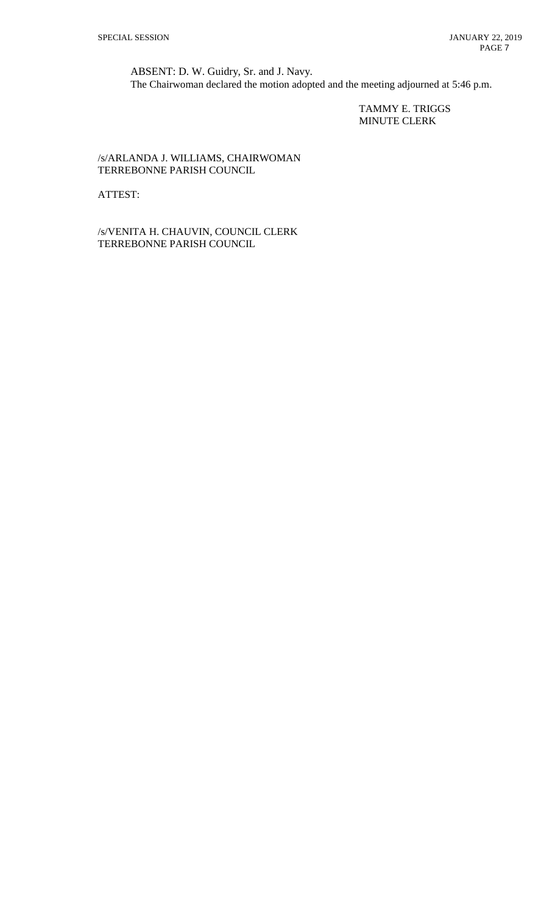ABSENT: D. W. Guidry, Sr. and J. Navy.

The Chairwoman declared the motion adopted and the meeting adjourned at 5:46 p.m.

TAMMY E. TRIGGS
MINUTE CLERK

/s/ARLANDA J. WILLIAMS, CHAIRWOMAN
TERREBONNE PARISH COUNCIL

ATTEST:

/s/VENITA H. CHAUVIN, COUNCIL CLERK
TERREBONNE PARISH COUNCIL